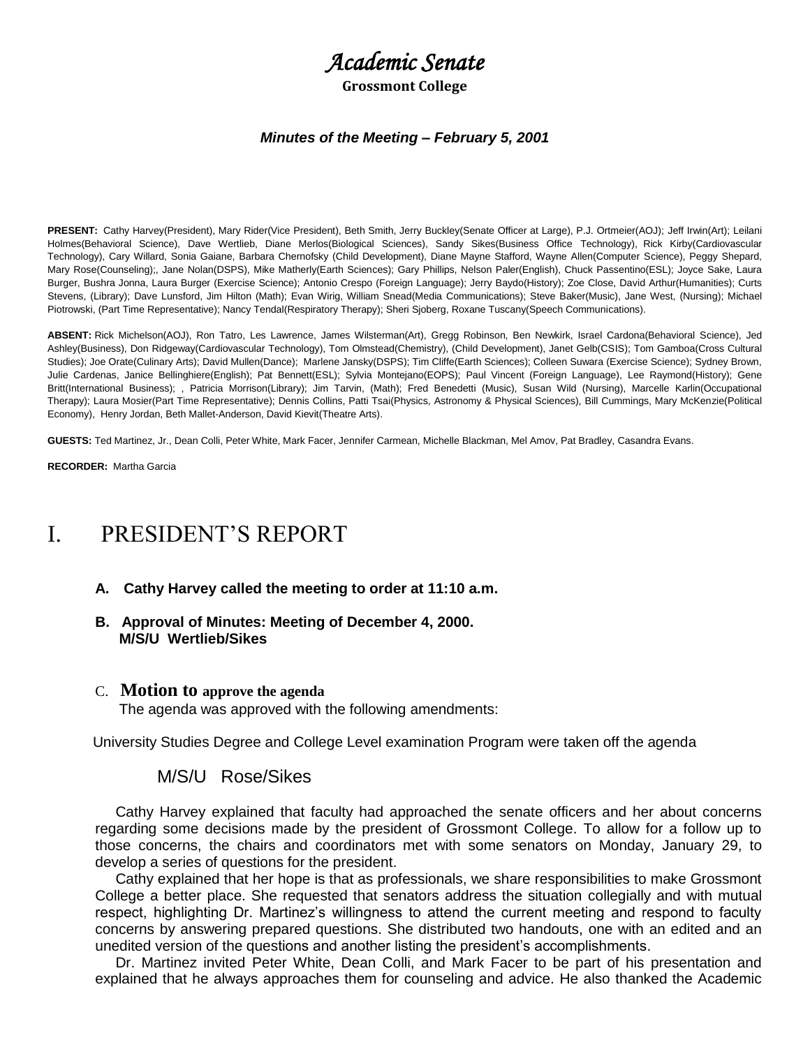# *Academic Senate*

**Grossmont College**

***Minutes of the Meeting – February 5, 2001***

**PRESENT:** Cathy Harvey(President), Mary Rider(Vice President), Beth Smith, Jerry Buckley(Senate Officer at Large), P.J. Ortmeier(AOJ); Jeff Irwin(Art); Leilani Holmes(Behavioral Science), Dave Wertlieb, Diane Merlos(Biological Sciences), Sandy Sikes(Business Office Technology), Rick Kirby(Cardiovascular Technology), Cary Willard, Sonia Gaiane, Barbara Chernofsky (Child Development), Diane Mayne Stafford, Wayne Allen(Computer Science), Peggy Shepard, Mary Rose(Counseling);, Jane Nolan(DSPS), Mike Matherly(Earth Sciences); Gary Phillips, Nelson Paler(English), Chuck Passentino(ESL); Joyce Sake, Laura Burger, Bushra Jonna, Laura Burger (Exercise Science); Antonio Crespo (Foreign Language); Jerry Baydo(History); Zoe Close, David Arthur(Humanities); Curts Stevens, (Library); Dave Lunsford, Jim Hilton (Math); Evan Wirig, William Snead(Media Communications); Steve Baker(Music), Jane West, (Nursing); Michael Piotrowski, (Part Time Representative); Nancy Tendal(Respiratory Therapy); Sheri Sjoberg, Roxane Tuscany(Speech Communications).

**ABSENT:** Rick Michelson(AOJ), Ron Tatro, Les Lawrence, James Wilsterman(Art), Gregg Robinson, Ben Newkirk, Israel Cardona(Behavioral Science), Jed Ashley(Business), Don Ridgeway(Cardiovascular Technology), Tom Olmstead(Chemistry), (Child Development), Janet Gelb(CSIS); Tom Gamboa(Cross Cultural Studies); Joe Orate(Culinary Arts); David Mullen(Dance); Marlene Jansky(DSPS); Tim Cliffe(Earth Sciences); Colleen Suwara (Exercise Science); Sydney Brown, Julie Cardenas, Janice Bellinghiere(English); Pat Bennett(ESL); Sylvia Montejano(EOPS); Paul Vincent (Foreign Language), Lee Raymond(History); Gene Britt(International Business); , Patricia Morrison(Library); Jim Tarvin, (Math); Fred Benedetti (Music), Susan Wild (Nursing), Marcelle Karlin(Occupational Therapy); Laura Mosier(Part Time Representative); Dennis Collins, Patti Tsai(Physics, Astronomy & Physical Sciences), Bill Cummings, Mary McKenzie(Political Economy), Henry Jordan, Beth Mallet-Anderson, David Kievit(Theatre Arts).

**GUESTS:** Ted Martinez, Jr., Dean Colli, Peter White, Mark Facer, Jennifer Carmean, Michelle Blackman, Mel Amov, Pat Bradley, Casandra Evans.

**RECORDER:** Martha Garcia

# I. PRESIDENT'S REPORT

**A. Cathy Harvey called the meeting to order at 11:10 a.m.**

**B. Approval of Minutes: Meeting of December 4, 2000.**
**M/S/U Wertlieb/Sikes**

C. **Motion to approve the agenda**
The agenda was approved with the following amendments:

University Studies Degree and College Level examination Program were taken off the agenda

M/S/U Rose/Sikes

Cathy Harvey explained that faculty had approached the senate officers and her about concerns regarding some decisions made by the president of Grossmont College. To allow for a follow up to those concerns, the chairs and coordinators met with some senators on Monday, January 29, to develop a series of questions for the president.

Cathy explained that her hope is that as professionals, we share responsibilities to make Grossmont College a better place. She requested that senators address the situation collegially and with mutual respect, highlighting Dr. Martinez's willingness to attend the current meeting and respond to faculty concerns by answering prepared questions. She distributed two handouts, one with an edited and an unedited version of the questions and another listing the president's accomplishments.

Dr. Martinez invited Peter White, Dean Colli, and Mark Facer to be part of his presentation and explained that he always approaches them for counseling and advice. He also thanked the Academic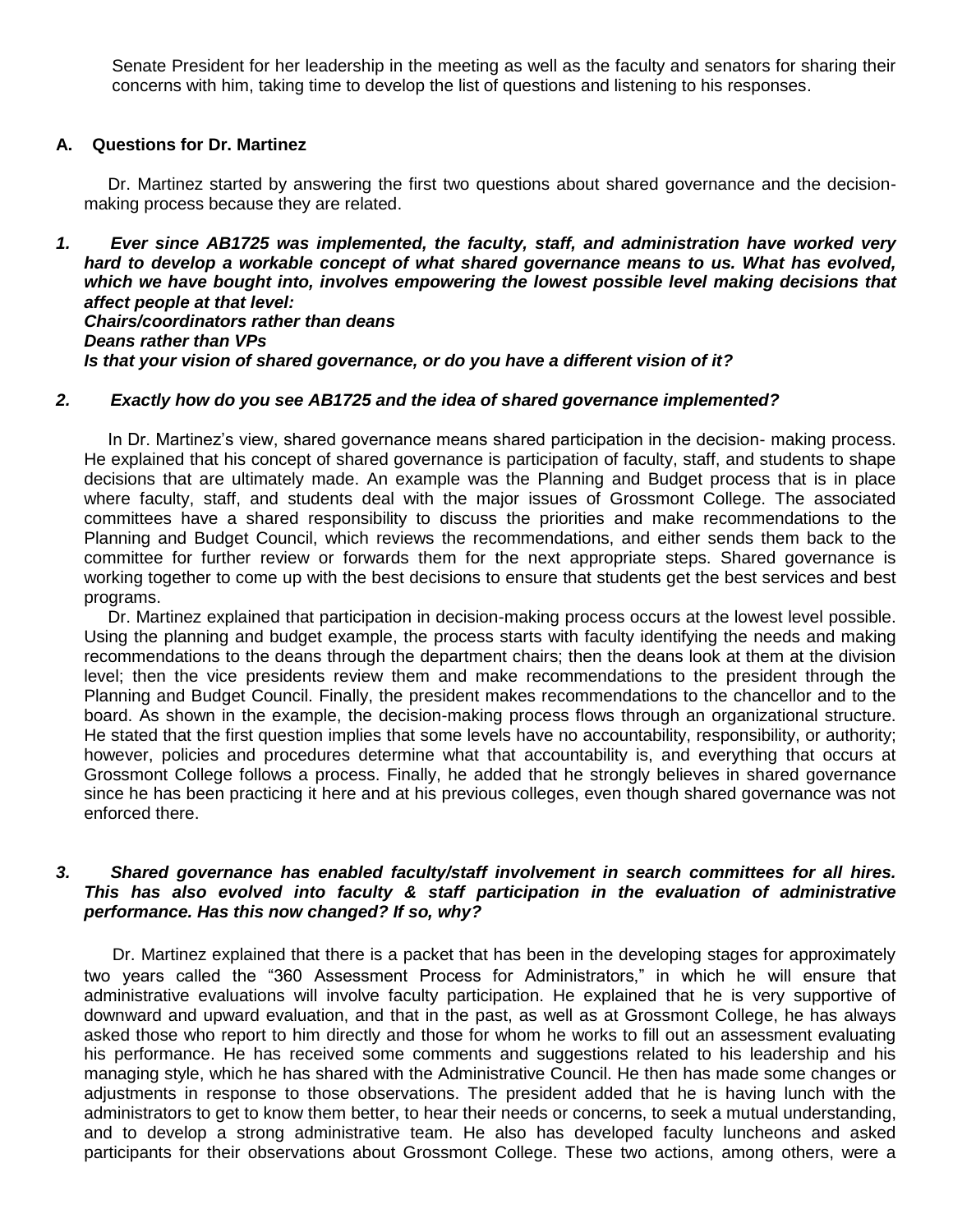Senate President for her leadership in the meeting as well as the faculty and senators for sharing their concerns with him, taking time to develop the list of questions and listening to his responses.

### A. Questions for Dr. Martinez

Dr. Martinez started by answering the first two questions about shared governance and the decision-making process because they are related.

***1. Ever since AB1725 was implemented, the faculty, staff, and administration have worked very hard to develop a workable concept of what shared governance means to us. What has evolved, which we have bought into, involves empowering the lowest possible level making decisions that affect people at that level:***
***Chairs/coordinators rather than deans***
***Deans rather than VPs***
***Is that your vision of shared governance, or do you have a different vision of it?***

***2. Exactly how do you see AB1725 and the idea of shared governance implemented?***

In Dr. Martinez's view, shared governance means shared participation in the decision- making process. He explained that his concept of shared governance is participation of faculty, staff, and students to shape decisions that are ultimately made. An example was the Planning and Budget process that is in place where faculty, staff, and students deal with the major issues of Grossmont College. The associated committees have a shared responsibility to discuss the priorities and make recommendations to the Planning and Budget Council, which reviews the recommendations, and either sends them back to the committee for further review or forwards them for the next appropriate steps. Shared governance is working together to come up with the best decisions to ensure that students get the best services and best programs.

Dr. Martinez explained that participation in decision-making process occurs at the lowest level possible. Using the planning and budget example, the process starts with faculty identifying the needs and making recommendations to the deans through the department chairs; then the deans look at them at the division level; then the vice presidents review them and make recommendations to the president through the Planning and Budget Council. Finally, the president makes recommendations to the chancellor and to the board. As shown in the example, the decision-making process flows through an organizational structure. He stated that the first question implies that some levels have no accountability, responsibility, or authority; however, policies and procedures determine what that accountability is, and everything that occurs at Grossmont College follows a process. Finally, he added that he strongly believes in shared governance since he has been practicing it here and at his previous colleges, even though shared governance was not enforced there.

***3. Shared governance has enabled faculty/staff involvement in search committees for all hires. This has also evolved into faculty & staff participation in the evaluation of administrative performance. Has this now changed? If so, why?***

Dr. Martinez explained that there is a packet that has been in the developing stages for approximately two years called the "360 Assessment Process for Administrators," in which he will ensure that administrative evaluations will involve faculty participation. He explained that he is very supportive of downward and upward evaluation, and that in the past, as well as at Grossmont College, he has always asked those who report to him directly and those for whom he works to fill out an assessment evaluating his performance. He has received some comments and suggestions related to his leadership and his managing style, which he has shared with the Administrative Council. He then has made some changes or adjustments in response to those observations. The president added that he is having lunch with the administrators to get to know them better, to hear their needs or concerns, to seek a mutual understanding, and to develop a strong administrative team. He also has developed faculty luncheons and asked participants for their observations about Grossmont College. These two actions, among others, were a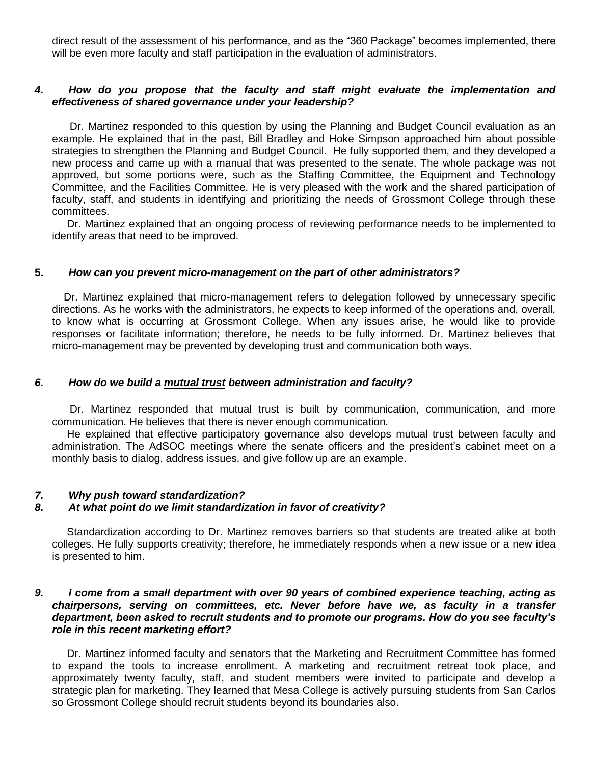direct result of the assessment of his performance, and as the "360 Package" becomes implemented, there will be even more faculty and staff participation in the evaluation of administrators.

***4. How do you propose that the faculty and staff might evaluate the implementation and effectiveness of shared governance under your leadership?***

Dr. Martinez responded to this question by using the Planning and Budget Council evaluation as an example. He explained that in the past, Bill Bradley and Hoke Simpson approached him about possible strategies to strengthen the Planning and Budget Council. He fully supported them, and they developed a new process and came up with a manual that was presented to the senate. The whole package was not approved, but some portions were, such as the Staffing Committee, the Equipment and Technology Committee, and the Facilities Committee. He is very pleased with the work and the shared participation of faculty, staff, and students in identifying and prioritizing the needs of Grossmont College through these committees.

Dr. Martinez explained that an ongoing process of reviewing performance needs to be implemented to identify areas that need to be improved.

**5.** ***How can you prevent micro-management on the part of other administrators?***

Dr. Martinez explained that micro-management refers to delegation followed by unnecessary specific directions. As he works with the administrators, he expects to keep informed of the operations and, overall, to know what is occurring at Grossmont College. When any issues arise, he would like to provide responses or facilitate information; therefore, he needs to be fully informed. Dr. Martinez believes that micro-management may be prevented by developing trust and communication both ways.

***6. How do we build a <u>mutual trust</u> between administration and faculty?***

Dr. Martinez responded that mutual trust is built by communication, communication, and more communication. He believes that there is never enough communication.

He explained that effective participatory governance also develops mutual trust between faculty and administration. The AdSOC meetings where the senate officers and the president's cabinet meet on a monthly basis to dialog, address issues, and give follow up are an example.

***7. Why push toward standardization?***
***8. At what point do we limit standardization in favor of creativity?***

Standardization according to Dr. Martinez removes barriers so that students are treated alike at both colleges. He fully supports creativity; therefore, he immediately responds when a new issue or a new idea is presented to him.

***9. I come from a small department with over 90 years of combined experience teaching, acting as chairpersons, serving on committees, etc. Never before have we, as faculty in a transfer department, been asked to recruit students and to promote our programs. How do you see faculty's role in this recent marketing effort?***

Dr. Martinez informed faculty and senators that the Marketing and Recruitment Committee has formed to expand the tools to increase enrollment. A marketing and recruitment retreat took place, and approximately twenty faculty, staff, and student members were invited to participate and develop a strategic plan for marketing. They learned that Mesa College is actively pursuing students from San Carlos so Grossmont College should recruit students beyond its boundaries also.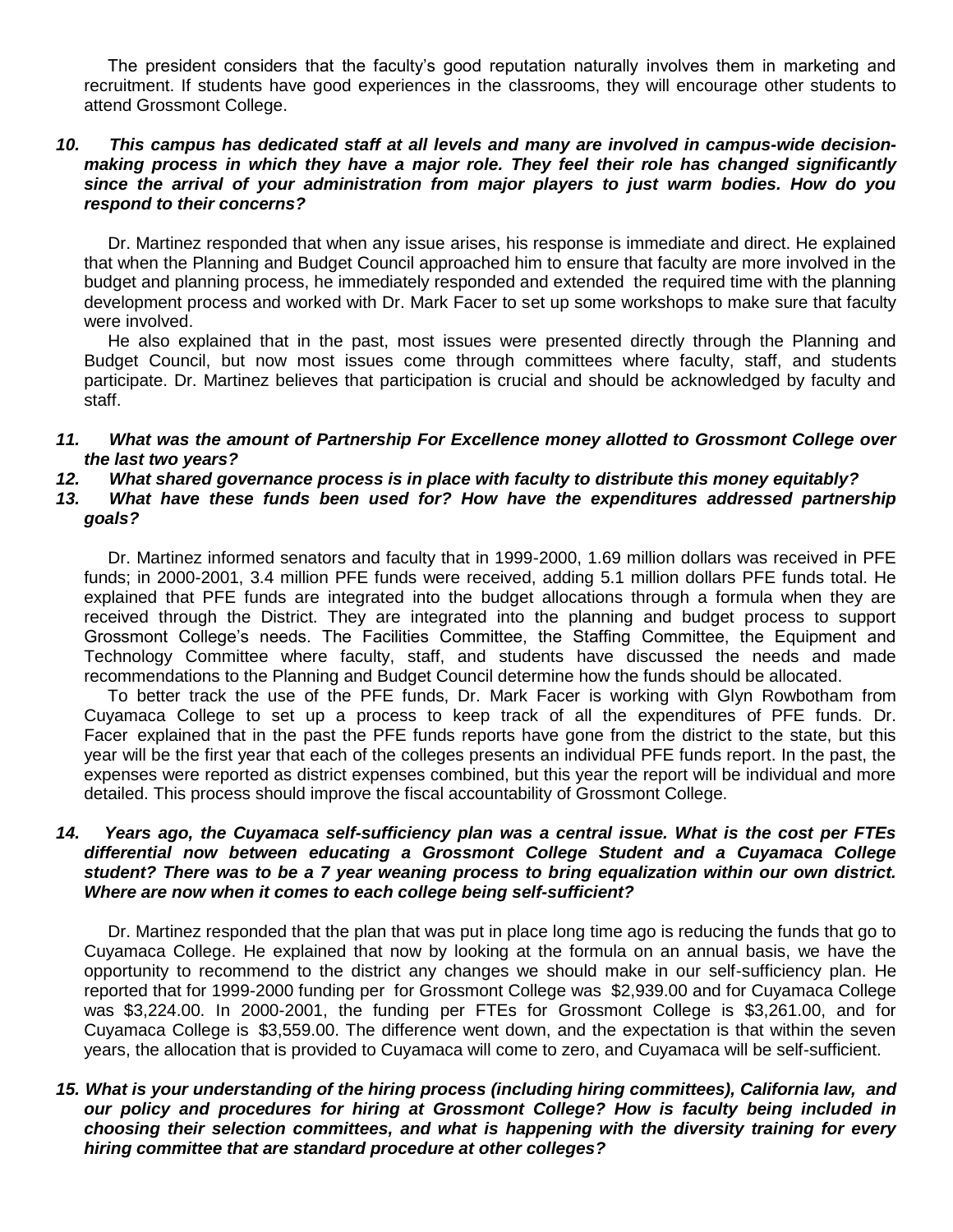The president considers that the faculty's good reputation naturally involves them in marketing and recruitment. If students have good experiences in the classrooms, they will encourage other students to attend Grossmont College.

***10. This campus has dedicated staff at all levels and many are involved in campus-wide decision-making process in which they have a major role. They feel their role has changed significantly since the arrival of your administration from major players to just warm bodies. How do you respond to their concerns?***

Dr. Martinez responded that when any issue arises, his response is immediate and direct. He explained that when the Planning and Budget Council approached him to ensure that faculty are more involved in the budget and planning process, he immediately responded and extended the required time with the planning development process and worked with Dr. Mark Facer to set up some workshops to make sure that faculty were involved.

He also explained that in the past, most issues were presented directly through the Planning and Budget Council, but now most issues come through committees where faculty, staff, and students participate. Dr. Martinez believes that participation is crucial and should be acknowledged by faculty and staff.

***11. What was the amount of Partnership For Excellence money allotted to Grossmont College over the last two years?***

***12. What shared governance process is in place with faculty to distribute this money equitably?***

***13. What have these funds been used for? How have the expenditures addressed partnership goals?***

Dr. Martinez informed senators and faculty that in 1999-2000, 1.69 million dollars was received in PFE funds; in 2000-2001, 3.4 million PFE funds were received, adding 5.1 million dollars PFE funds total. He explained that PFE funds are integrated into the budget allocations through a formula when they are received through the District. They are integrated into the planning and budget process to support Grossmont College's needs. The Facilities Committee, the Staffing Committee, the Equipment and Technology Committee where faculty, staff, and students have discussed the needs and made recommendations to the Planning and Budget Council determine how the funds should be allocated.

To better track the use of the PFE funds, Dr. Mark Facer is working with Glyn Rowbotham from Cuyamaca College to set up a process to keep track of all the expenditures of PFE funds. Dr. Facer explained that in the past the PFE funds reports have gone from the district to the state, but this year will be the first year that each of the colleges presents an individual PFE funds report. In the past, the expenses were reported as district expenses combined, but this year the report will be individual and more detailed. This process should improve the fiscal accountability of Grossmont College.

***14. Years ago, the Cuyamaca self-sufficiency plan was a central issue. What is the cost per FTEs differential now between educating a Grossmont College Student and a Cuyamaca College student? There was to be a 7 year weaning process to bring equalization within our own district. Where are now when it comes to each college being self-sufficient?***

Dr. Martinez responded that the plan that was put in place long time ago is reducing the funds that go to Cuyamaca College. He explained that now by looking at the formula on an annual basis, we have the opportunity to recommend to the district any changes we should make in our self-sufficiency plan. He reported that for 1999-2000 funding per for Grossmont College was $2,939.00 and for Cuyamaca College was $3,224.00. In 2000-2001, the funding per FTEs for Grossmont College is $3,261.00, and for Cuyamaca College is $3,559.00. The difference went down, and the expectation is that within the seven years, the allocation that is provided to Cuyamaca will come to zero, and Cuyamaca will be self-sufficient.

***15. What is your understanding of the hiring process (including hiring committees), California law, and our policy and procedures for hiring at Grossmont College? How is faculty being included in choosing their selection committees, and what is happening with the diversity training for every hiring committee that are standard procedure at other colleges?***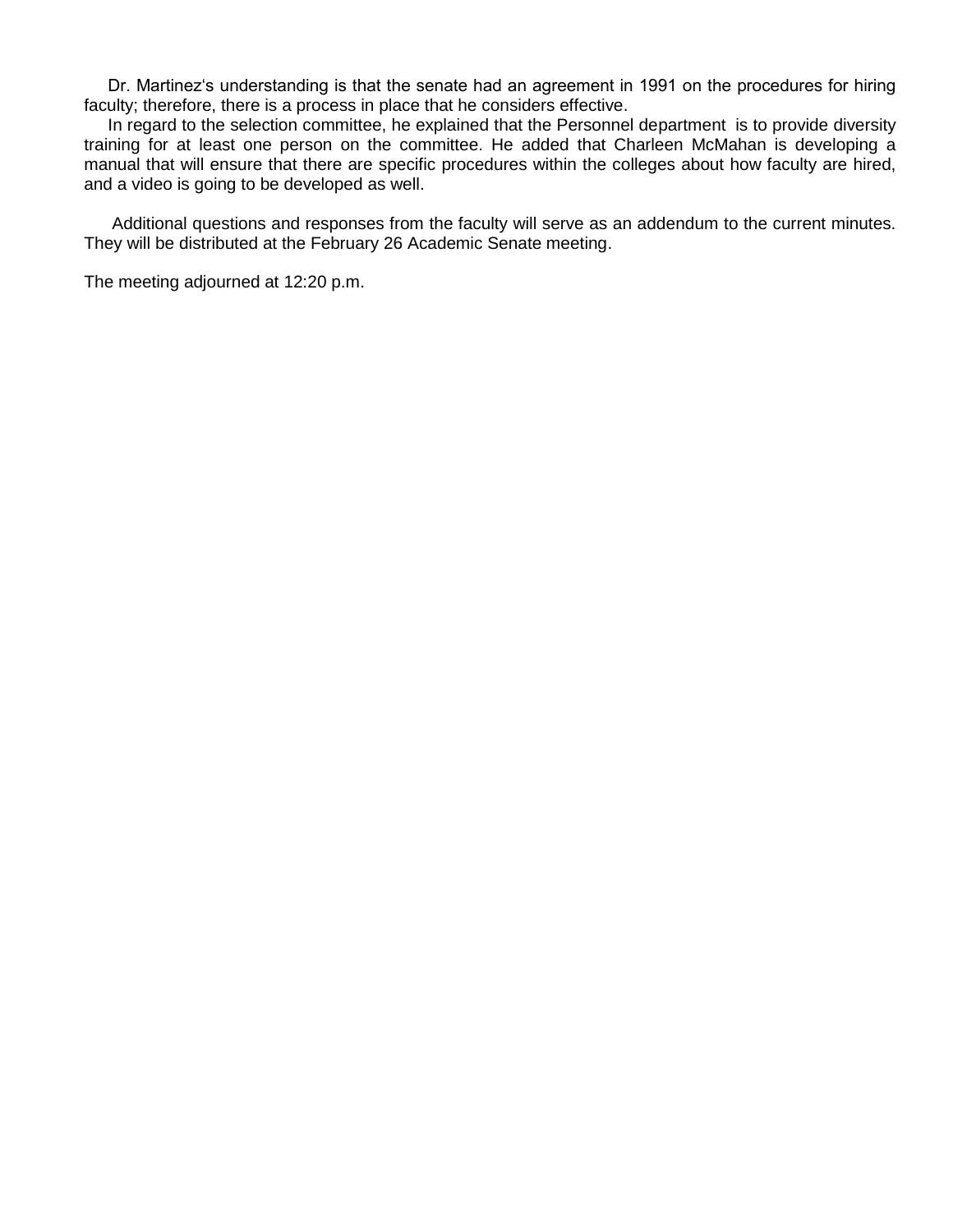Dr. Martinez's understanding is that the senate had an agreement in 1991 on the procedures for hiring faculty; therefore, there is a process in place that he considers effective.

In regard to the selection committee, he explained that the Personnel department is to provide diversity training for at least one person on the committee. He added that Charleen McMahan is developing a manual that will ensure that there are specific procedures within the colleges about how faculty are hired, and a video is going to be developed as well.

Additional questions and responses from the faculty will serve as an addendum to the current minutes. They will be distributed at the February 26 Academic Senate meeting.

The meeting adjourned at 12:20 p.m.